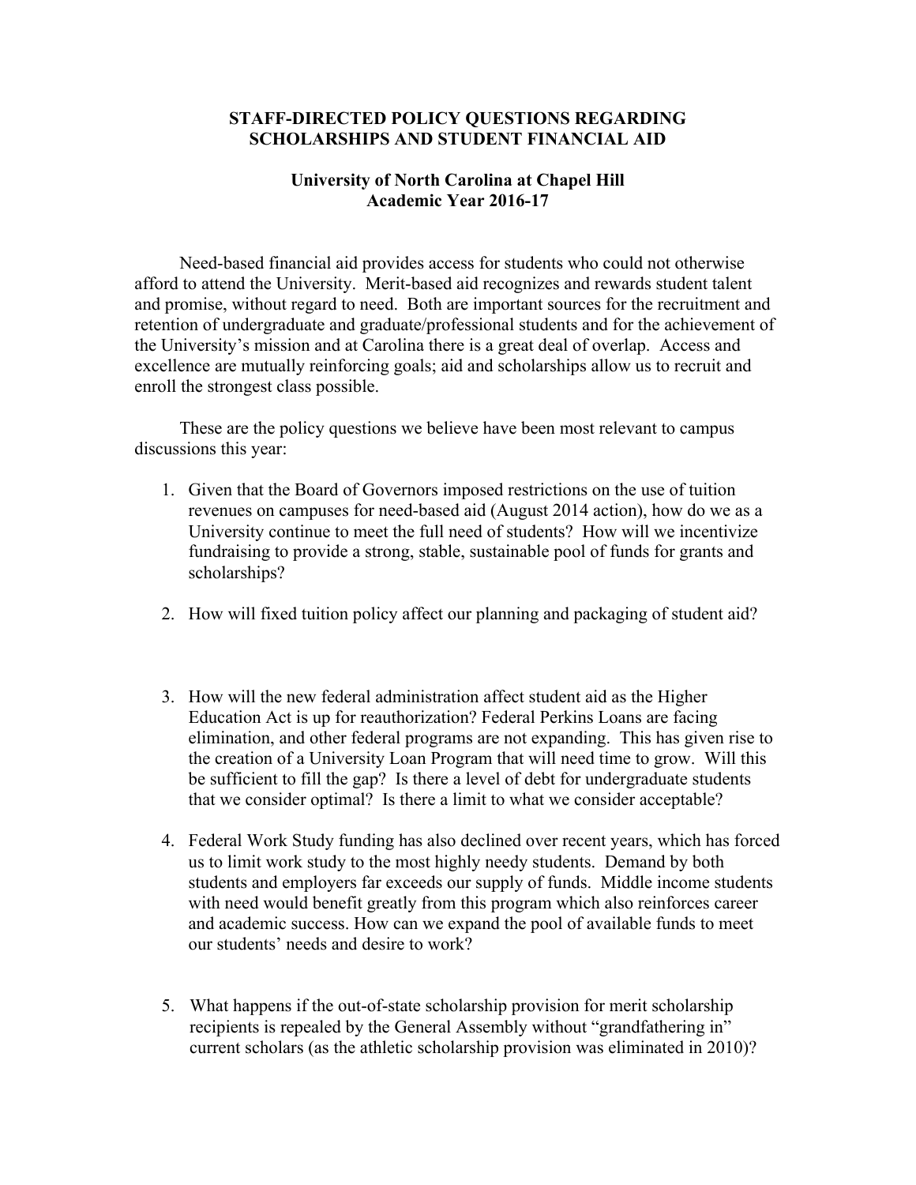# STAFF-DIRECTED POLICY QUESTIONS REGARDING SCHOLARSHIPS AND STUDENT FINANCIAL AID

## University of North Carolina at Chapel Hill
## Academic Year 2016-17

Need-based financial aid provides access for students who could not otherwise afford to attend the University. Merit-based aid recognizes and rewards student talent and promise, without regard to need. Both are important sources for the recruitment and retention of undergraduate and graduate/professional students and for the achievement of the University's mission and at Carolina there is a great deal of overlap. Access and excellence are mutually reinforcing goals; aid and scholarships allow us to recruit and enroll the strongest class possible.

These are the policy questions we believe have been most relevant to campus discussions this year:

1. Given that the Board of Governors imposed restrictions on the use of tuition revenues on campuses for need-based aid (August 2014 action), how do we as a University continue to meet the full need of students? How will we incentivize fundraising to provide a strong, stable, sustainable pool of funds for grants and scholarships?

2. How will fixed tuition policy affect our planning and packaging of student aid?

3. How will the new federal administration affect student aid as the Higher Education Act is up for reauthorization? Federal Perkins Loans are facing elimination, and other federal programs are not expanding. This has given rise to the creation of a University Loan Program that will need time to grow. Will this be sufficient to fill the gap? Is there a level of debt for undergraduate students that we consider optimal? Is there a limit to what we consider acceptable?

4. Federal Work Study funding has also declined over recent years, which has forced us to limit work study to the most highly needy students. Demand by both students and employers far exceeds our supply of funds. Middle income students with need would benefit greatly from this program which also reinforces career and academic success. How can we expand the pool of available funds to meet our students' needs and desire to work?

5. What happens if the out-of-state scholarship provision for merit scholarship recipients is repealed by the General Assembly without "grandfathering in" current scholars (as the athletic scholarship provision was eliminated in 2010)?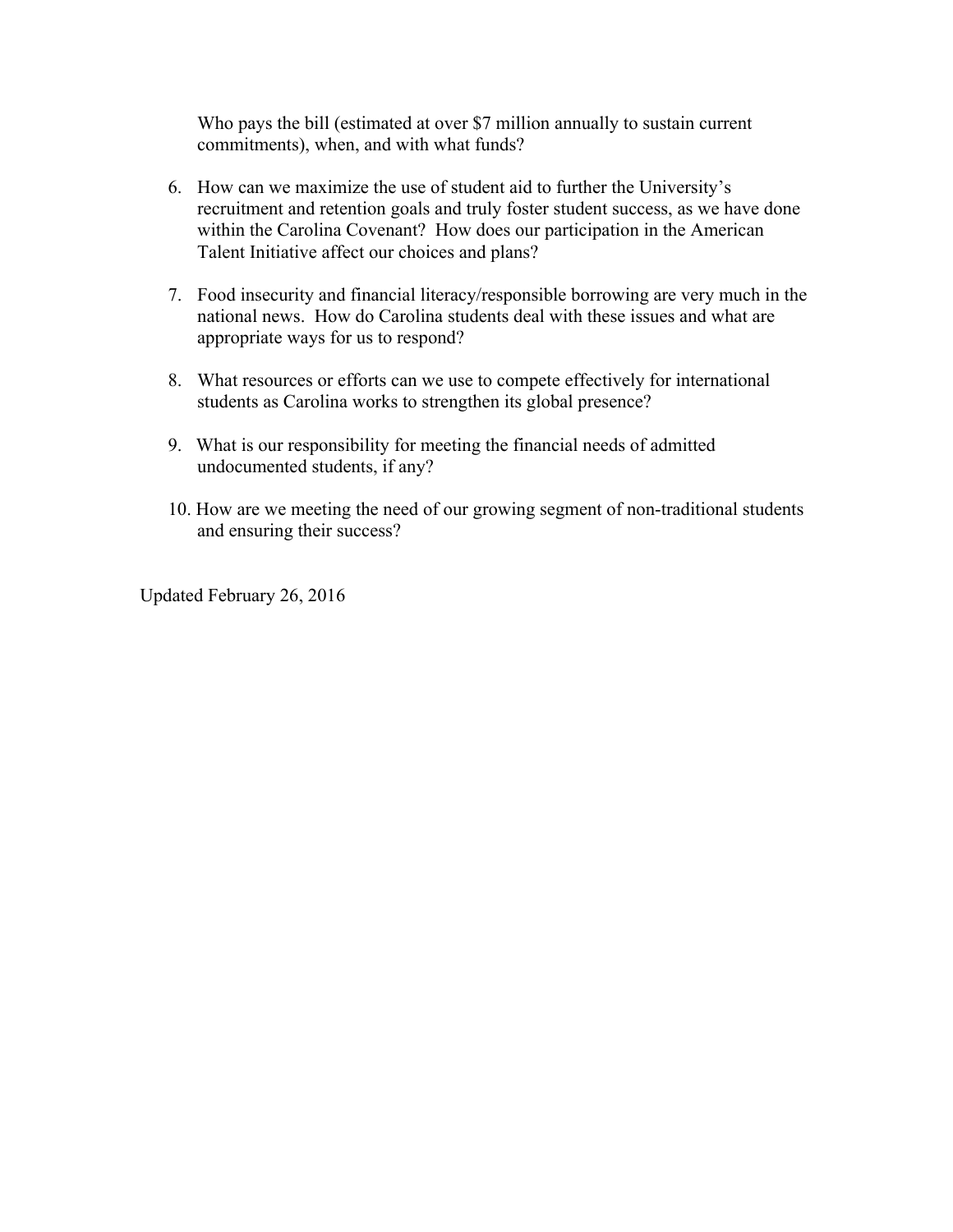Who pays the bill (estimated at over $7 million annually to sustain current commitments), when, and with what funds?

6. How can we maximize the use of student aid to further the University's recruitment and retention goals and truly foster student success, as we have done within the Carolina Covenant? How does our participation in the American Talent Initiative affect our choices and plans?

7. Food insecurity and financial literacy/responsible borrowing are very much in the national news. How do Carolina students deal with these issues and what are appropriate ways for us to respond?

8. What resources or efforts can we use to compete effectively for international students as Carolina works to strengthen its global presence?

9. What is our responsibility for meeting the financial needs of admitted undocumented students, if any?

10. How are we meeting the need of our growing segment of non-traditional students and ensuring their success?

Updated February 26, 2016